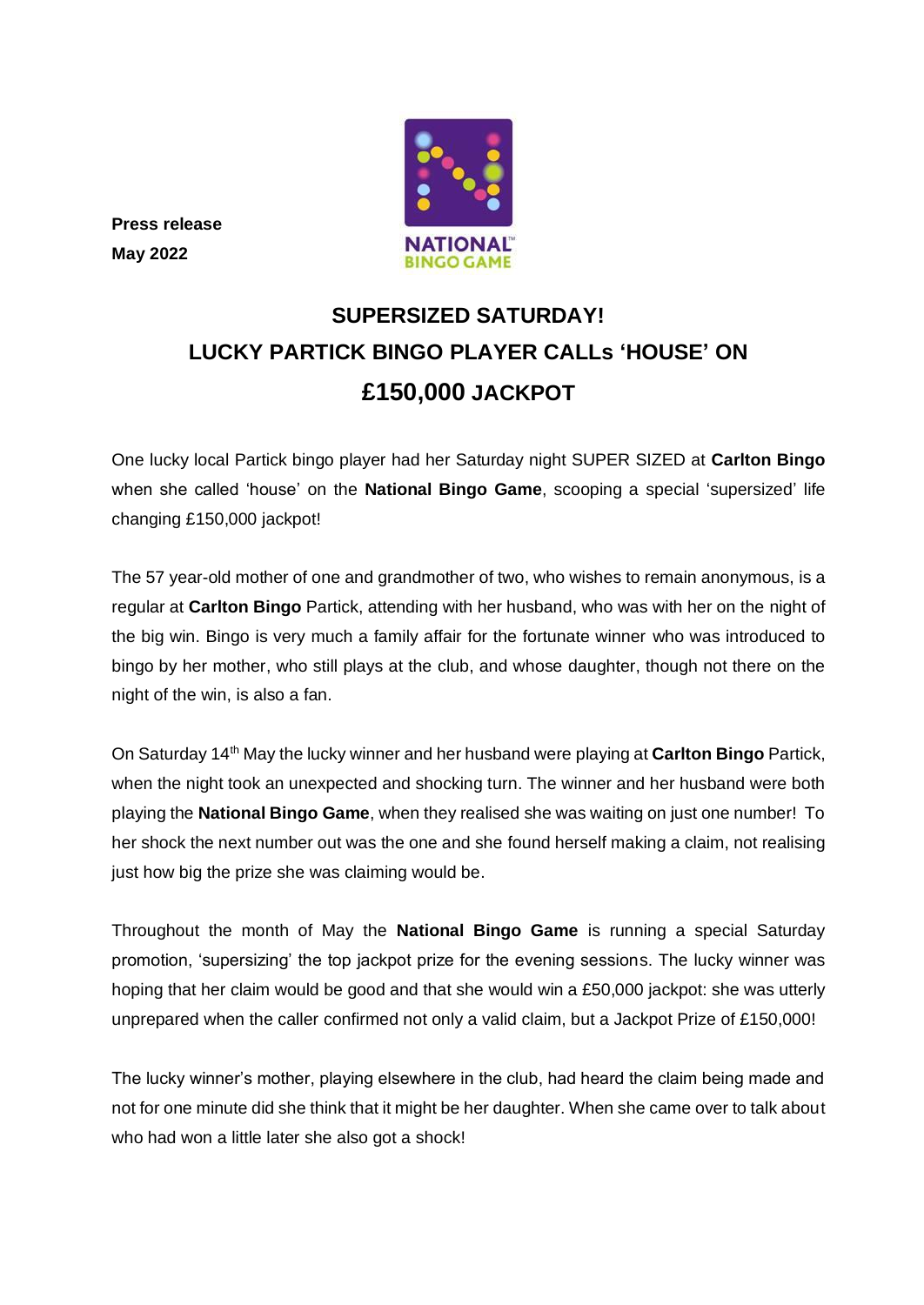**Press release**
**May 2022**

# SUPERSIZED SATURDAY!
# LUCKY PARTICK BINGO PLAYER CALLs 'HOUSE' ON £150,000 JACKPOT

One lucky local Partick bingo player had her Saturday night SUPER SIZED at **Carlton Bingo** when she called 'house' on the **National Bingo Game**, scooping a special 'supersized' life changing £150,000 jackpot!

The 57 year-old mother of one and grandmother of two, who wishes to remain anonymous, is a regular at **Carlton Bingo** Partick, attending with her husband, who was with her on the night of the big win. Bingo is very much a family affair for the fortunate winner who was introduced to bingo by her mother, who still plays at the club, and whose daughter, though not there on the night of the win, is also a fan.

On Saturday 14th May the lucky winner and her husband were playing at **Carlton Bingo** Partick, when the night took an unexpected and shocking turn. The winner and her husband were both playing the **National Bingo Game**, when they realised she was waiting on just one number! To her shock the next number out was the one and she found herself making a claim, not realising just how big the prize she was claiming would be.

Throughout the month of May the **National Bingo Game** is running a special Saturday promotion, 'supersizing' the top jackpot prize for the evening sessions. The lucky winner was hoping that her claim would be good and that she would win a £50,000 jackpot: she was utterly unprepared when the caller confirmed not only a valid claim, but a Jackpot Prize of £150,000!

The lucky winner's mother, playing elsewhere in the club, had heard the claim being made and not for one minute did she think that it might be her daughter. When she came over to talk about who had won a little later she also got a shock!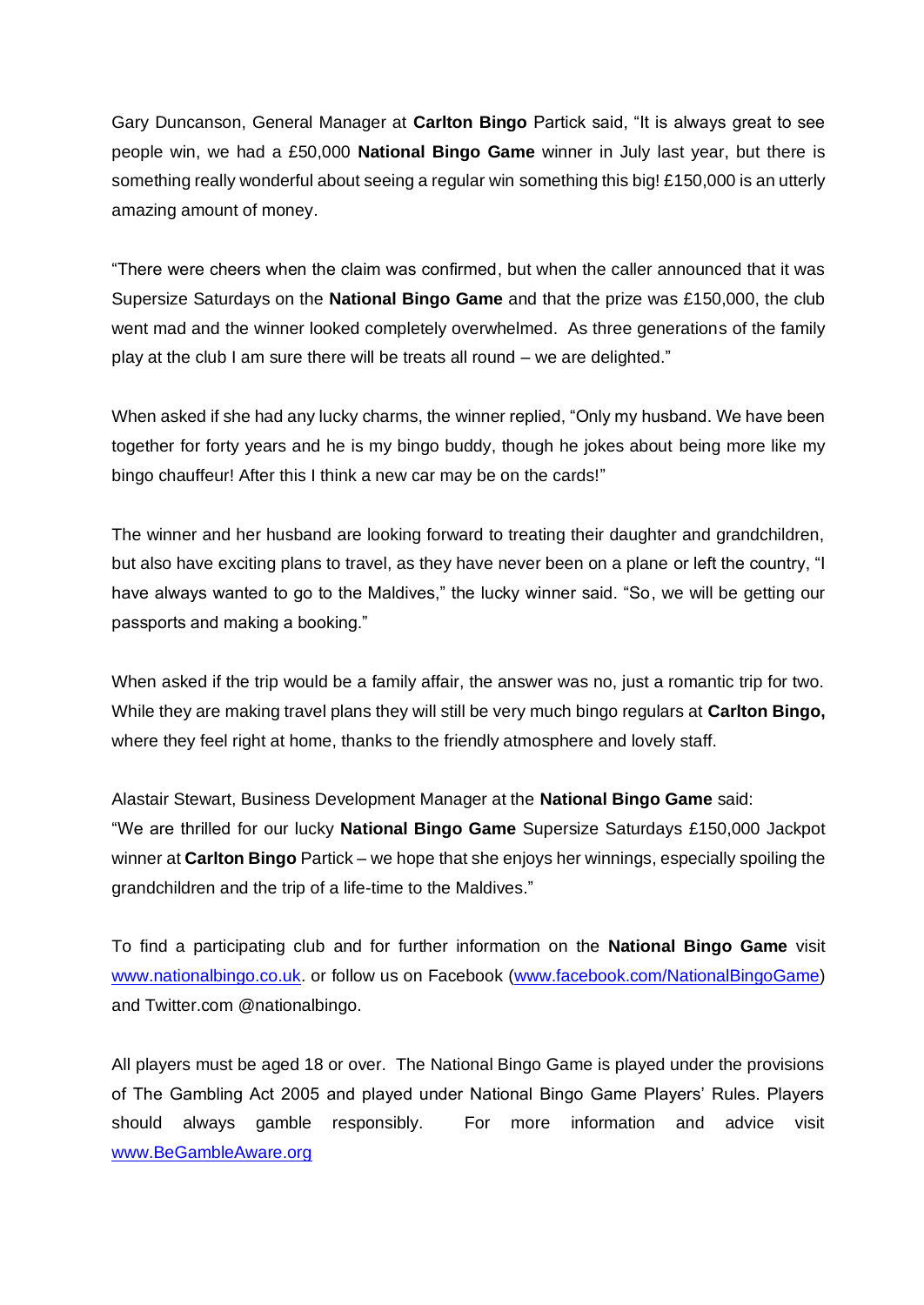Gary Duncanson, General Manager at **Carlton Bingo** Partick said, "It is always great to see people win, we had a £50,000 **National Bingo Game** winner in July last year, but there is something really wonderful about seeing a regular win something this big! £150,000 is an utterly amazing amount of money.

"There were cheers when the claim was confirmed, but when the caller announced that it was Supersize Saturdays on the **National Bingo Game** and that the prize was £150,000, the club went mad and the winner looked completely overwhelmed. As three generations of the family play at the club I am sure there will be treats all round – we are delighted."

When asked if she had any lucky charms, the winner replied, "Only my husband. We have been together for forty years and he is my bingo buddy, though he jokes about being more like my bingo chauffeur! After this I think a new car may be on the cards!"

The winner and her husband are looking forward to treating their daughter and grandchildren, but also have exciting plans to travel, as they have never been on a plane or left the country, "I have always wanted to go to the Maldives," the lucky winner said. "So, we will be getting our passports and making a booking."

When asked if the trip would be a family affair, the answer was no, just a romantic trip for two. While they are making travel plans they will still be very much bingo regulars at **Carlton Bingo,** where they feel right at home, thanks to the friendly atmosphere and lovely staff.

Alastair Stewart, Business Development Manager at the **National Bingo Game** said:
"We are thrilled for our lucky **National Bingo Game** Supersize Saturdays £150,000 Jackpot winner at **Carlton Bingo** Partick – we hope that she enjoys her winnings, especially spoiling the grandchildren and the trip of a life-time to the Maldives."

To find a participating club and for further information on the **National Bingo Game** visit [www.nationalbingo.co.uk](http://www.nationalbingo.co.uk). or follow us on Facebook ([www.facebook.com/NationalBingoGame](http://www.facebook.com/NationalBingoGame)) and Twitter.com @nationalbingo.

All players must be aged 18 or over. The National Bingo Game is played under the provisions of The Gambling Act 2005 and played under National Bingo Game Players' Rules. Players should always gamble responsibly. For more information and advice visit [www.BeGambleAware.org](http://www.BeGambleAware.org)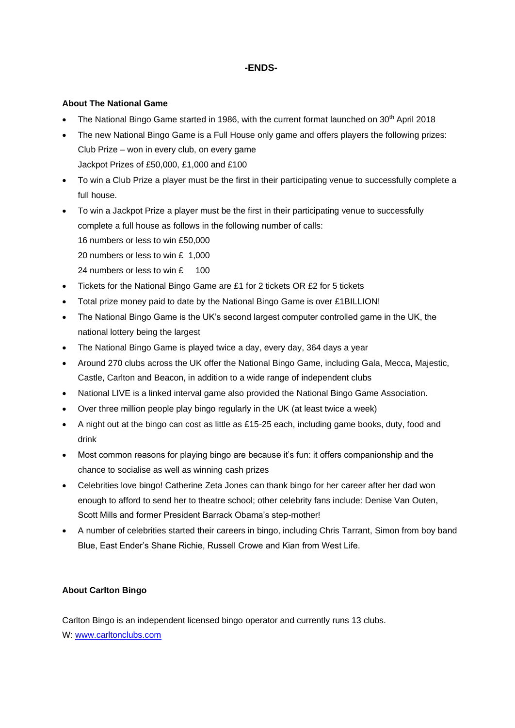**-ENDS-**

**About The National Game**

- The National Bingo Game started in 1986, with the current format launched on 30th April 2018
- The new National Bingo Game is a Full House only game and offers players the following prizes:
  Club Prize – won in every club, on every game
  Jackpot Prizes of £50,000, £1,000 and £100
- To win a Club Prize a player must be the first in their participating venue to successfully complete a full house.
- To win a Jackpot Prize a player must be the first in their participating venue to successfully complete a full house as follows in the following number of calls:
  16 numbers or less to win £50,000
  20 numbers or less to win £ 1,000
  24 numbers or less to win £ 100
- Tickets for the National Bingo Game are £1 for 2 tickets OR £2 for 5 tickets
- Total prize money paid to date by the National Bingo Game is over £1BILLION!
- The National Bingo Game is the UK's second largest computer controlled game in the UK, the national lottery being the largest
- The National Bingo Game is played twice a day, every day, 364 days a year
- Around 270 clubs across the UK offer the National Bingo Game, including Gala, Mecca, Majestic, Castle, Carlton and Beacon, in addition to a wide range of independent clubs
- National LIVE is a linked interval game also provided the National Bingo Game Association.
- Over three million people play bingo regularly in the UK (at least twice a week)
- A night out at the bingo can cost as little as £15-25 each, including game books, duty, food and drink
- Most common reasons for playing bingo are because it's fun: it offers companionship and the chance to socialise as well as winning cash prizes
- Celebrities love bingo! Catherine Zeta Jones can thank bingo for her career after her dad won enough to afford to send her to theatre school; other celebrity fans include: Denise Van Outen, Scott Mills and former President Barrack Obama's step-mother!
- A number of celebrities started their careers in bingo, including Chris Tarrant, Simon from boy band Blue, East Ender's Shane Richie, Russell Crowe and Kian from West Life.

**About Carlton Bingo**

Carlton Bingo is an independent licensed bingo operator and currently runs 13 clubs.
W: [www.carltonclubs.com](http://www.carltonclubs.com)